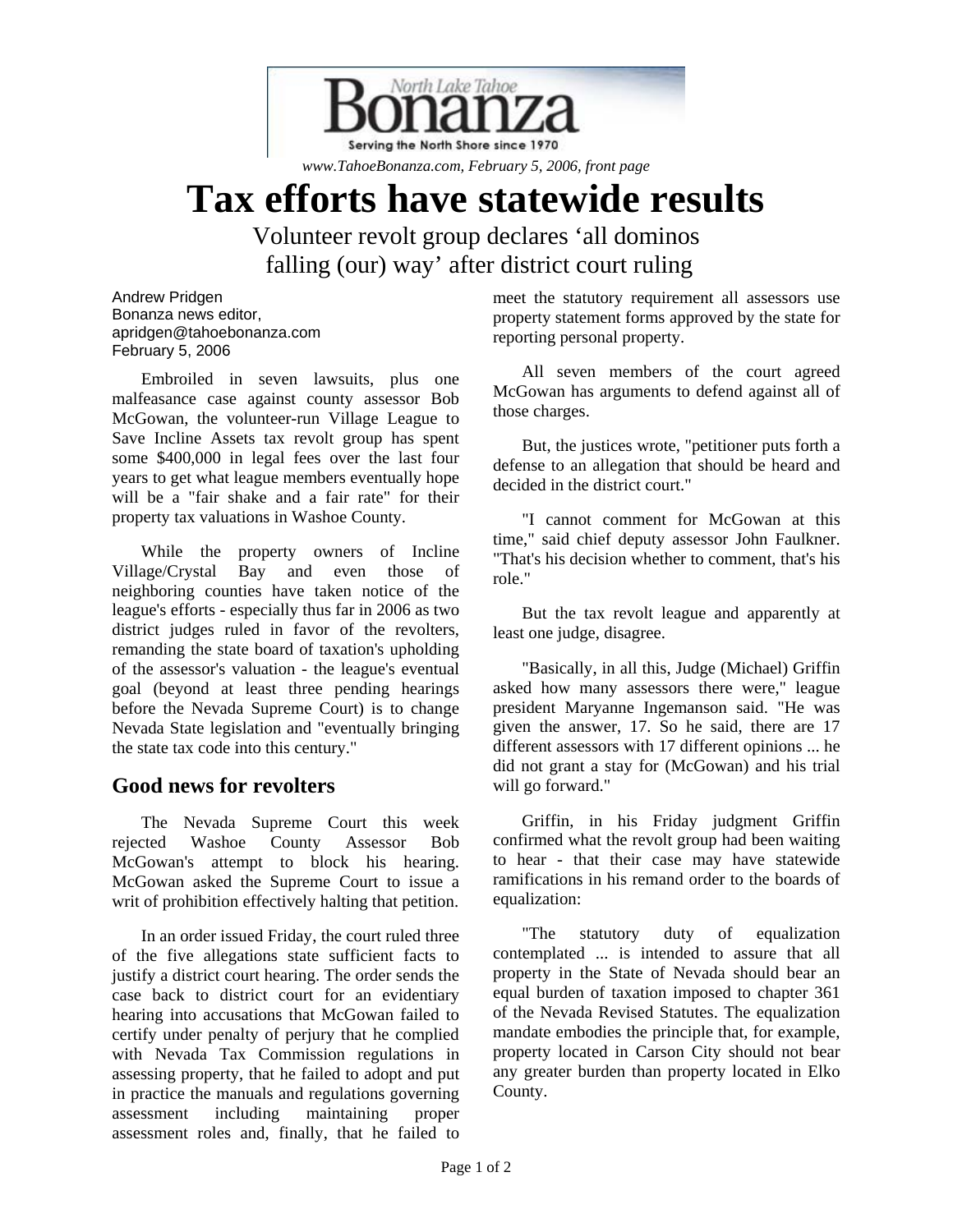North Lake Tahoe Bonanza
Serving the North Shore since 1970

*www.TahoeBonanza.com, February 5, 2006, front page*

# Tax efforts have statewide results

Volunteer revolt group declares 'all dominos falling (our) way' after district court ruling

Andrew Pridgen
Bonanza news editor,
apridgen@tahoebonanza.com
February 5, 2006

Embroiled in seven lawsuits, plus one malfeasance case against county assessor Bob McGowan, the volunteer-run Village League to Save Incline Assets tax revolt group has spent some $400,000 in legal fees over the last four years to get what league members eventually hope will be a "fair shake and a fair rate" for their property tax valuations in Washoe County.

While the property owners of Incline Village/Crystal Bay and even those of neighboring counties have taken notice of the league's efforts - especially thus far in 2006 as two district judges ruled in favor of the revolters, remanding the state board of taxation's upholding of the assessor's valuation - the league's eventual goal (beyond at least three pending hearings before the Nevada Supreme Court) is to change Nevada State legislation and "eventually bringing the state tax code into this century."

## Good news for revolters

The Nevada Supreme Court this week rejected Washoe County Assessor Bob McGowan's attempt to block his hearing. McGowan asked the Supreme Court to issue a writ of prohibition effectively halting that petition.

In an order issued Friday, the court ruled three of the five allegations state sufficient facts to justify a district court hearing. The order sends the case back to district court for an evidentiary hearing into accusations that McGowan failed to certify under penalty of perjury that he complied with Nevada Tax Commission regulations in assessing property, that he failed to adopt and put in practice the manuals and regulations governing assessment including maintaining proper assessment roles and, finally, that he failed to meet the statutory requirement all assessors use property statement forms approved by the state for reporting personal property.

All seven members of the court agreed McGowan has arguments to defend against all of those charges.

But, the justices wrote, "petitioner puts forth a defense to an allegation that should be heard and decided in the district court."

"I cannot comment for McGowan at this time," said chief deputy assessor John Faulkner. "That's his decision whether to comment, that's his role."

But the tax revolt league and apparently at least one judge, disagree.

"Basically, in all this, Judge (Michael) Griffin asked how many assessors there were," league president Maryanne Ingemanson said. "He was given the answer, 17. So he said, there are 17 different assessors with 17 different opinions ... he did not grant a stay for (McGowan) and his trial will go forward."

Griffin, in his Friday judgment Griffin confirmed what the revolt group had been waiting to hear - that their case may have statewide ramifications in his remand order to the boards of equalization:

"The statutory duty of equalization contemplated ... is intended to assure that all property in the State of Nevada should bear an equal burden of taxation imposed to chapter 361 of the Nevada Revised Statutes. The equalization mandate embodies the principle that, for example, property located in Carson City should not bear any greater burden than property located in Elko County.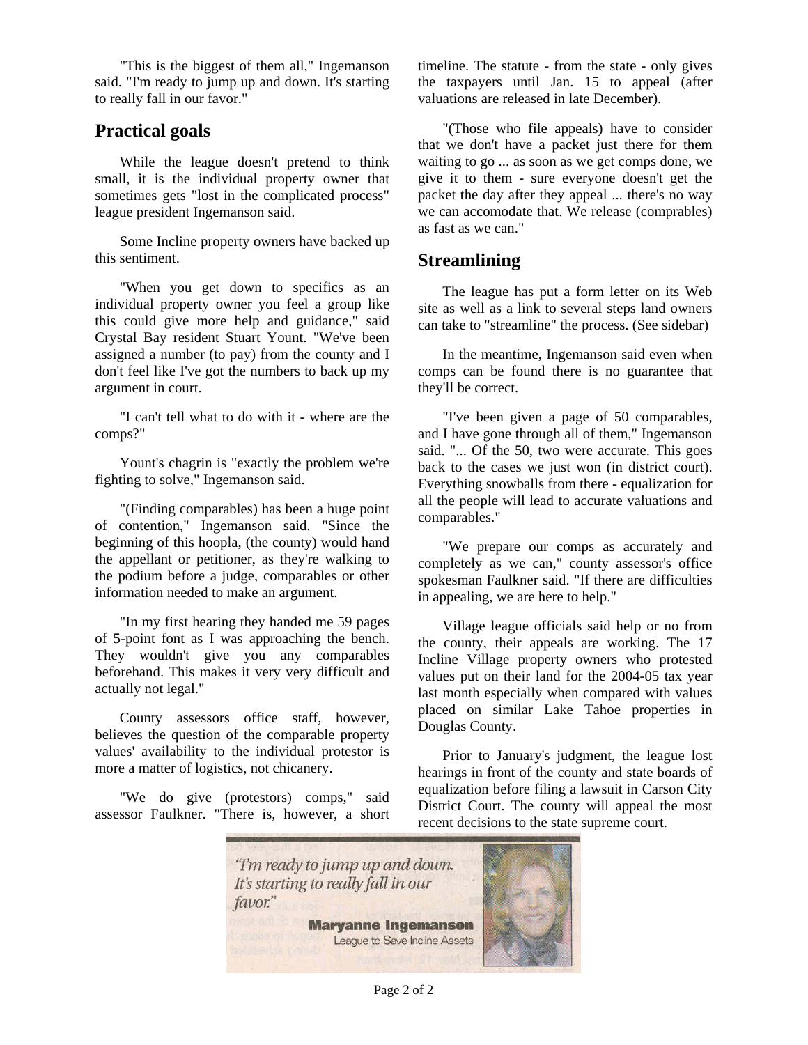"This is the biggest of them all," Ingemanson said. "I'm ready to jump up and down. It's starting to really fall in our favor."

## Practical goals

While the league doesn't pretend to think small, it is the individual property owner that sometimes gets "lost in the complicated process" league president Ingemanson said.

Some Incline property owners have backed up this sentiment.

"When you get down to specifics as an individual property owner you feel a group like this could give more help and guidance," said Crystal Bay resident Stuart Yount. "We've been assigned a number (to pay) from the county and I don't feel like I've got the numbers to back up my argument in court.

"I can't tell what to do with it - where are the comps?"

Yount's chagrin is "exactly the problem we're fighting to solve," Ingemanson said.

"(Finding comparables) has been a huge point of contention," Ingemanson said. "Since the beginning of this hoopla, (the county) would hand the appellant or petitioner, as they're walking to the podium before a judge, comparables or other information needed to make an argument.

"In my first hearing they handed me 59 pages of 5-point font as I was approaching the bench. They wouldn't give you any comparables beforehand. This makes it very very difficult and actually not legal."

County assessors office staff, however, believes the question of the comparable property values' availability to the individual protestor is more a matter of logistics, not chicanery.

"We do give (protestors) comps," said assessor Faulkner. "There is, however, a short timeline. The statute - from the state - only gives the taxpayers until Jan. 15 to appeal (after valuations are released in late December).

"(Those who file appeals) have to consider that we don't have a packet just there for them waiting to go ... as soon as we get comps done, we give it to them - sure everyone doesn't get the packet the day after they appeal ... there's no way we can accomodate that. We release (comprables) as fast as we can."

## Streamlining

The league has put a form letter on its Web site as well as a link to several steps land owners can take to "streamline" the process. (See sidebar)

In the meantime, Ingemanson said even when comps can be found there is no guarantee that they'll be correct.

"I've been given a page of 50 comparables, and I have gone through all of them," Ingemanson said. "... Of the 50, two were accurate. This goes back to the cases we just won (in district court). Everything snowballs from there - equalization for all the people will lead to accurate valuations and comparables."

"We prepare our comps as accurately and completely as we can," county assessor's office spokesman Faulkner said. "If there are difficulties in appealing, we are here to help."

Village league officials said help or no from the county, their appeals are working. The 17 Incline Village property owners who protested values put on their land for the 2004-05 tax year last month especially when compared with values placed on similar Lake Tahoe properties in Douglas County.

Prior to January's judgment, the league lost hearings in front of the county and state boards of equalization before filing a lawsuit in Carson City District Court. The county will appeal the most recent decisions to the state supreme court.

*"I'm ready to jump up and down. It's starting to really fall in our favor."*

**Maryanne Ingemanson**
League to Save Incline Assets